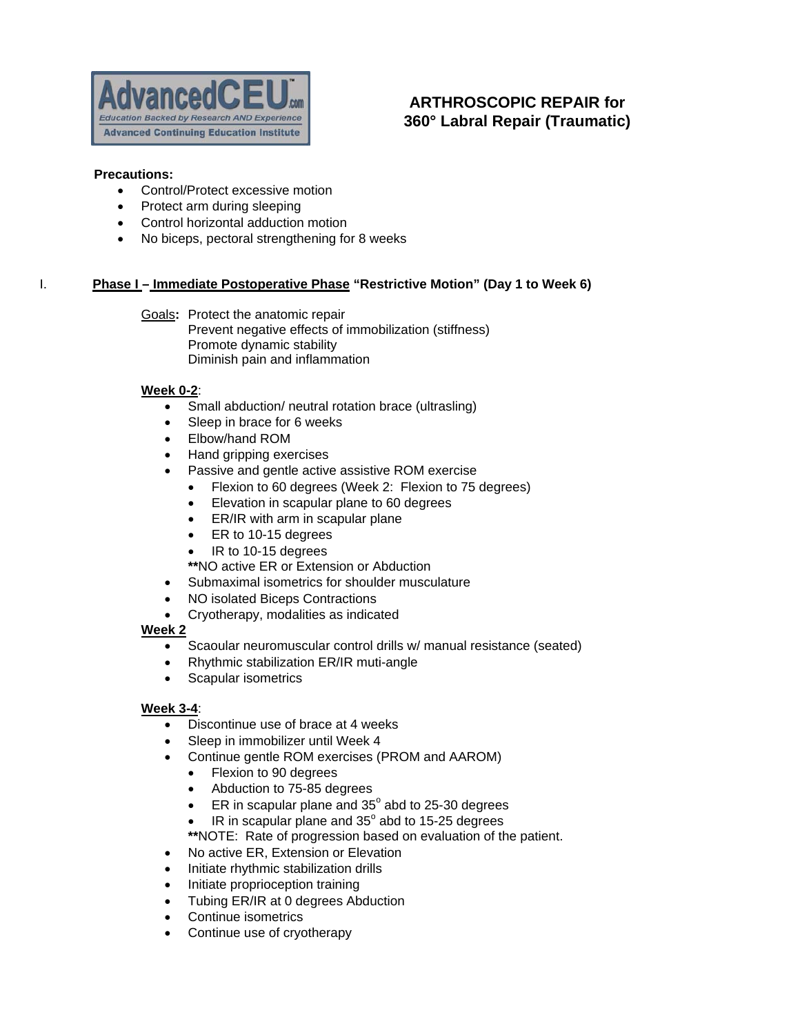# ARTHROSCOPIC REPAIR for 360° Labral Repair (Traumatic)

**Precautions:**

- Control/Protect excessive motion
- Protect arm during sleeping
- Control horizontal adduction motion
- No biceps, pectoral strengthening for 8 weeks

## I. Phase I – Immediate Postoperative Phase "Restrictive Motion" (Day 1 to Week 6)

Goals**:** Protect the anatomic repair
Prevent negative effects of immobilization (stiffness)
Promote dynamic stability
Diminish pain and inflammation

**Week 0-2**:

- Small abduction/ neutral rotation brace (ultrasling)
- Sleep in brace for 6 weeks
- Elbow/hand ROM
- Hand gripping exercises
- Passive and gentle active assistive ROM exercise
  - Flexion to 60 degrees (Week 2: Flexion to 75 degrees)
  - Elevation in scapular plane to 60 degrees
  - ER/IR with arm in scapular plane
  - ER to 10-15 degrees
  - IR to 10-15 degrees

  **NO active ER or Extension or Abduction
- Submaximal isometrics for shoulder musculature
- NO isolated Biceps Contractions
- Cryotherapy, modalities as indicated

**Week 2**

- Scaoular neuromuscular control drills w/ manual resistance (seated)
- Rhythmic stabilization ER/IR muti-angle
- Scapular isometrics

**Week 3-4**:

- Discontinue use of brace at 4 weeks
- Sleep in immobilizer until Week 4
- Continue gentle ROM exercises (PROM and AAROM)
  - Flexion to 90 degrees
  - Abduction to 75-85 degrees
  - ER in scapular plane and 35° abd to 25-30 degrees
  - IR in scapular plane and 35° abd to 15-25 degrees

  **NOTE: Rate of progression based on evaluation of the patient.
- No active ER, Extension or Elevation
- Initiate rhythmic stabilization drills
- Initiate proprioception training
- Tubing ER/IR at 0 degrees Abduction
- Continue isometrics
- Continue use of cryotherapy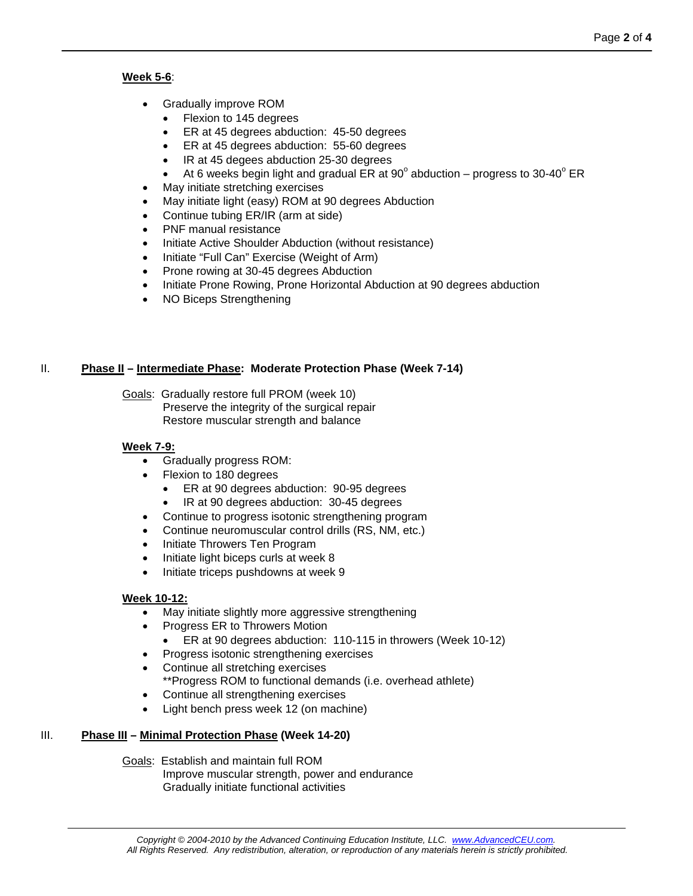**Week 5-6**:

- Gradually improve ROM
  - Flexion to 145 degrees
  - ER at 45 degrees abduction: 45-50 degrees
  - ER at 45 degrees abduction: 55-60 degrees
  - IR at 45 degees abduction 25-30 degrees
  - At 6 weeks begin light and gradual ER at $90^o$ abduction – progress to $30\text{-}40^o$ ER
- May initiate stretching exercises
- May initiate light (easy) ROM at 90 degrees Abduction
- Continue tubing ER/IR (arm at side)
- PNF manual resistance
- Initiate Active Shoulder Abduction (without resistance)
- Initiate "Full Can" Exercise (Weight of Arm)
- Prone rowing at 30-45 degrees Abduction
- Initiate Prone Rowing, Prone Horizontal Abduction at 90 degrees abduction
- NO Biceps Strengthening

## II. Phase II – Intermediate Phase: Moderate Protection Phase (Week 7-14)

Goals: Gradually restore full PROM (week 10)
Preserve the integrity of the surgical repair
Restore muscular strength and balance

**Week 7-9:**

- Gradually progress ROM:
- Flexion to 180 degrees
  - ER at 90 degrees abduction: 90-95 degrees
  - IR at 90 degrees abduction: 30-45 degrees
- Continue to progress isotonic strengthening program
- Continue neuromuscular control drills (RS, NM, etc.)
- Initiate Throwers Ten Program
- Initiate light biceps curls at week 8
- Initiate triceps pushdowns at week 9

**Week 10-12:**

- May initiate slightly more aggressive strengthening
- Progress ER to Throwers Motion
  - ER at 90 degrees abduction: 110-115 in throwers (Week 10-12)
- Progress isotonic strengthening exercises
- Continue all stretching exercises
  **Progress ROM to functional demands (i.e. overhead athlete)
- Continue all strengthening exercises
- Light bench press week 12 (on machine)

## III. Phase III – Minimal Protection Phase (Week 14-20)

Goals: Establish and maintain full ROM
Improve muscular strength, power and endurance
Gradually initiate functional activities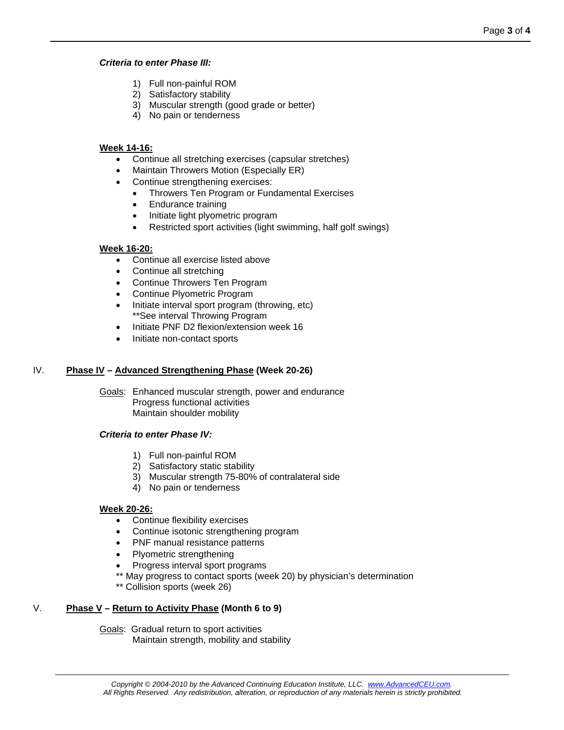***Criteria to enter Phase III:***

1) Full non-painful ROM
2) Satisfactory stability
3) Muscular strength (good grade or better)
4) No pain or tenderness

**<u>Week 14-16:</u>**

- Continue all stretching exercises (capsular stretches)
- Maintain Throwers Motion (Especially ER)
- Continue strengthening exercises:
  - Throwers Ten Program or Fundamental Exercises
  - Endurance training
  - Initiate light plyometric program
  - Restricted sport activities (light swimming, half golf swings)

**<u>Week 16-20:</u>**

- Continue all exercise listed above
- Continue all stretching
- Continue Throwers Ten Program
- Continue Plyometric Program
- Initiate interval sport program (throwing, etc)
  **See interval Throwing Program
- Initiate PNF D2 flexion/extension week 16
- Initiate non-contact sports

## IV. <u>Phase IV</u> – <u>Advanced Strengthening Phase</u> (Week 20-26)

<u>Goals</u>: Enhanced muscular strength, power and endurance
Progress functional activities
Maintain shoulder mobility

***Criteria to enter Phase IV:***

1) Full non-painful ROM
2) Satisfactory static stability
3) Muscular strength 75-80% of contralateral side
4) No pain or tenderness

**<u>Week 20-26:</u>**

- Continue flexibility exercises
- Continue isotonic strengthening program
- PNF manual resistance patterns
- Plyometric strengthening
- Progress interval sport programs

** May progress to contact sports (week 20) by physician's determination
** Collision sports (week 26)

## V. <u>Phase V</u> – <u>Return to Activity Phase</u> (Month 6 to 9)

<u>Goals</u>: Gradual return to sport activities
Maintain strength, mobility and stability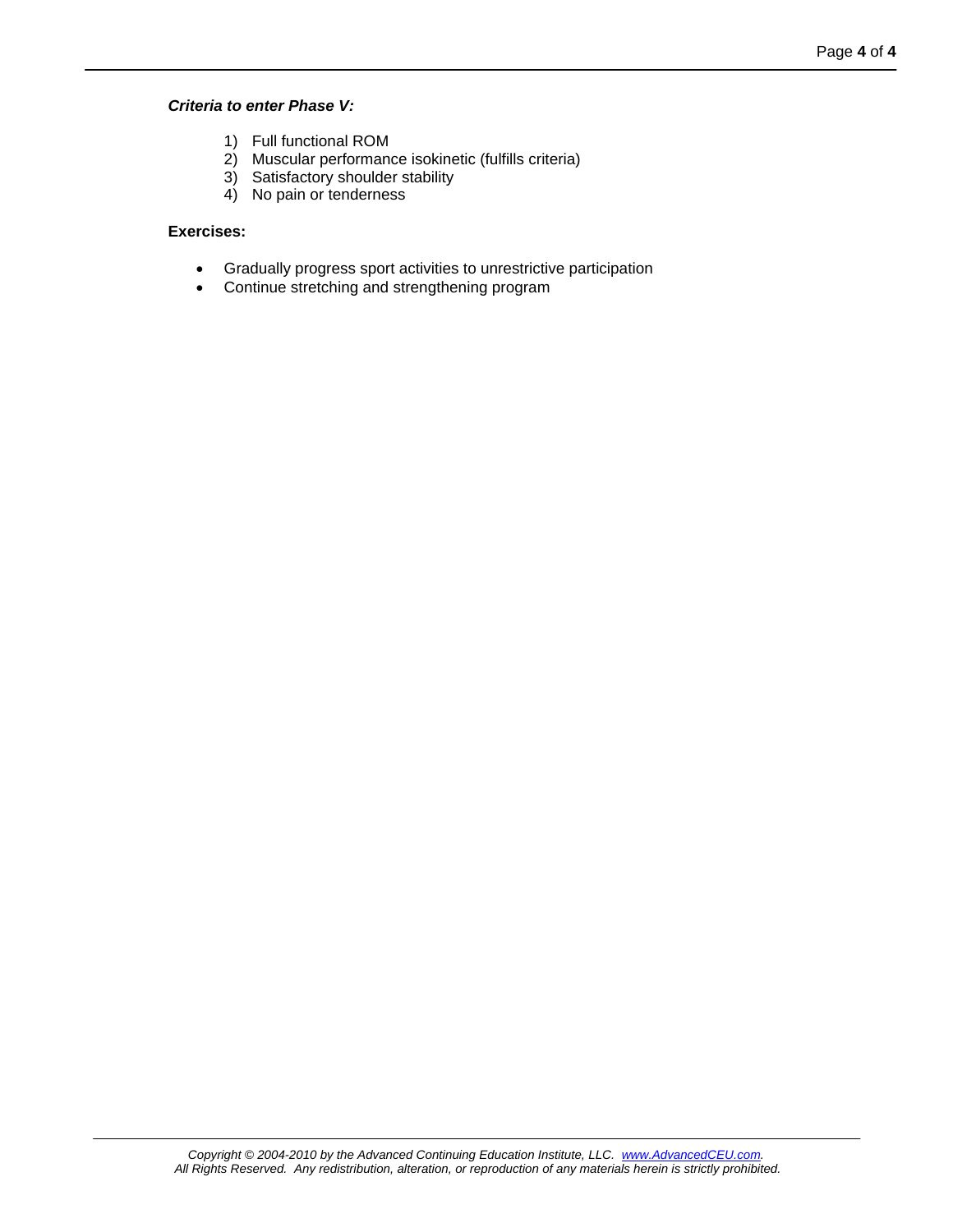***Criteria to enter Phase V:***

1) Full functional ROM
2) Muscular performance isokinetic (fulfills criteria)
3) Satisfactory shoulder stability
4) No pain or tenderness

**Exercises:**

- Gradually progress sport activities to unrestrictive participation
- Continue stretching and strengthening program

*Copyright © 2004-2010 by the Advanced Continuing Education Institute, LLC. www.AdvancedCEU.com.*
*All Rights Reserved. Any redistribution, alteration, or reproduction of any materials herein is strictly prohibited.*